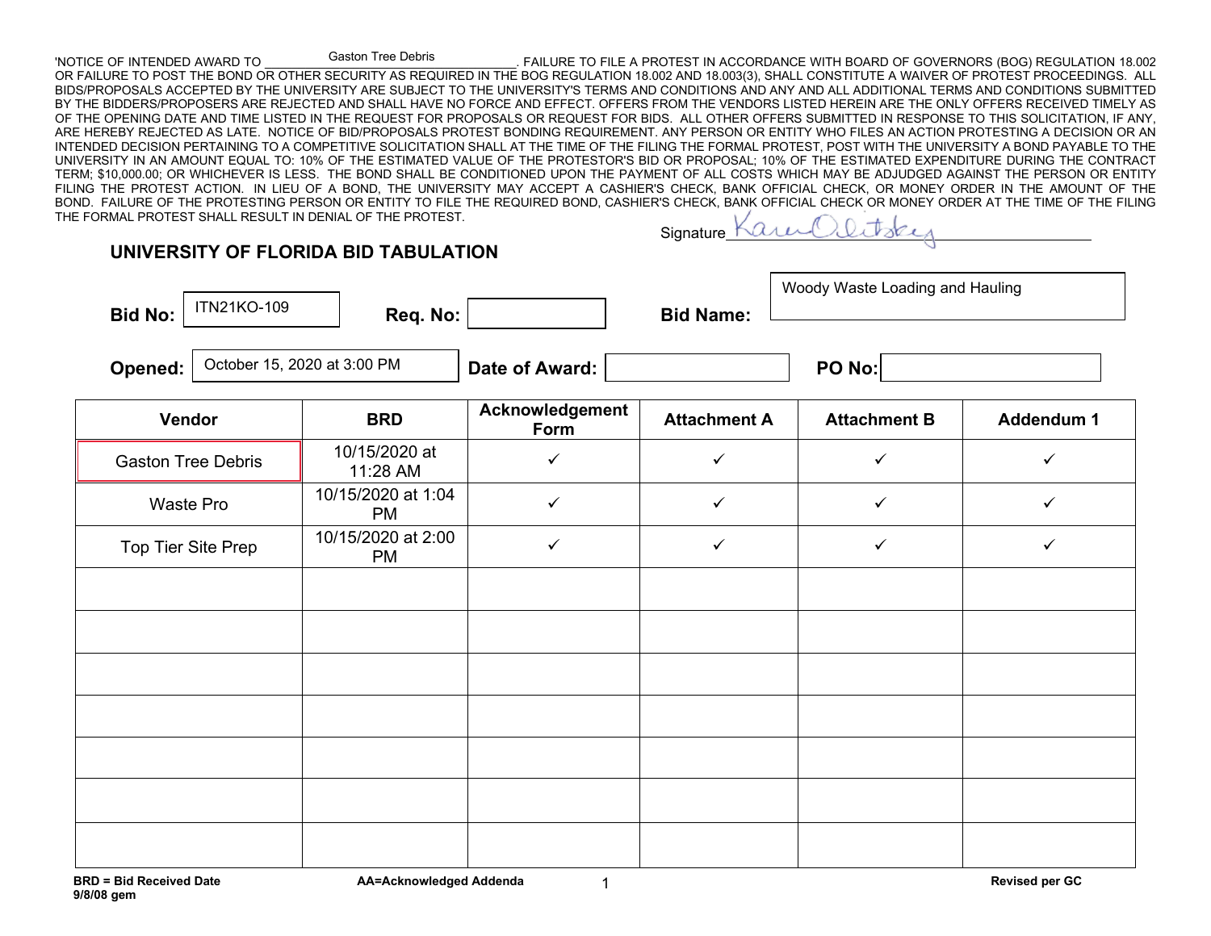'NOTICE OF INTENDED AWARD TO Gaston Tree Debris. FAILURE TO FILE A PROTEST IN ACCORDANCE WITH BOARD OF GOVERNORS (BOG) REGULATION 18.002 OR FAILURE TO POST THE BOND OR OTHER SECURITY AS REQUIRED IN THE BOG REGULATION 18.002 AND 18.003(3), SHALL CONSTITUTE A WAIVER OF PROTEST PROCEEDINGS. ALL BIDS/PROPOSALS ACCEPTED BY THE UNIVERSITY ARE SUBJECT TO THE UNIVERSITY'S TERMS AND CONDITIONS AND ANY AND ALL ADDITIONAL TERMS AND CONDITIONS SUBMITTED BY THE BIDDERS/PROPOSERS ARE REJECTED AND SHALL HAVE NO FORCE AND EFFECT. OFFERS FROM THE VENDORS LISTED HEREIN ARE THE ONLY OFFERS RECEIVED TIMELY AS OF THE OPENING DATE AND TIME LISTED IN THE REQUEST FOR PROPOSALS OR REQUEST FOR BIDS. ALL OTHER OFFERS SUBMITTED IN RESPONSE TO THIS SOLICITATION, IF ANY, ARE HEREBY REJECTED AS LATE. NOTICE OF BID/PROPOSALS PROTEST BONDING REQUIREMENT. ANY PERSON OR ENTITY WHO FILES AN ACTION PROTESTING A DECISION OR AN INTENDED DECISION PERTAINING TO A COMPETITIVE SOLICITATION SHALL AT THE TIME OF THE FILING THE FORMAL PROTEST, POST WITH THE UNIVERSITY A BOND PAYABLE TO THE UNIVERSITY IN AN AMOUNT EQUAL TO: 10% OF THE ESTIMATED VALUE OF THE PROTESTOR'S BID OR PROPOSAL; 10% OF THE ESTIMATED EXPENDITURE DURING THE CONTRACT TERM; $10,000.00; OR WHICHEVER IS LESS. THE BOND SHALL BE CONDITIONED UPON THE PAYMENT OF ALL COSTS WHICH MAY BE ADJUDGED AGAINST THE PERSON OR ENTITY FILING THE PROTEST ACTION. IN LIEU OF A BOND, THE UNIVERSITY MAY ACCEPT A CASHIER'S CHECK, BANK OFFICIAL CHECK, OR MONEY ORDER IN THE AMOUNT OF THE BOND. FAILURE OF THE PROTESTING PERSON OR ENTITY TO FILE THE REQUIRED BOND, CASHIER'S CHECK, BANK OFFICIAL CHECK OR MONEY ORDER AT THE TIME OF THE FILING THE FORMAL PROTEST SHALL RESULT IN DENIAL OF THE PROTEST.

Signature Karen Olitsky

## UNIVERSITY OF FLORIDA BID TABULATION

**Bid No:** ITN21KO-109 **Req. No:** **Bid Name:** Woody Waste Loading and Hauling

**Opened:** October 15, 2020 at 3:00 PM **Date of Award:** **PO No:**

| Vendor | BRD | Acknowledgement Form | Attachment A | Attachment B | Addendum 1 |
|---|---|---|---|---|---|
| Gaston Tree Debris | 10/15/2020 at 11:28 AM | ✓ | ✓ | ✓ | ✓ |
| Waste Pro | 10/15/2020 at 1:04 PM | ✓ | ✓ | ✓ | ✓ |
| Top Tier Site Prep | 10/15/2020 at 2:00 PM | ✓ | ✓ | ✓ | ✓ |
| | | | | | |
| | | | | | |
| | | | | | |
| | | | | | |
| | | | | | |
| | | | | | |
| | | | | | |

**BRD = Bid Received Date**
**9/8/08 gem**

**AA=Acknowledged Addenda**

**Revised per GC**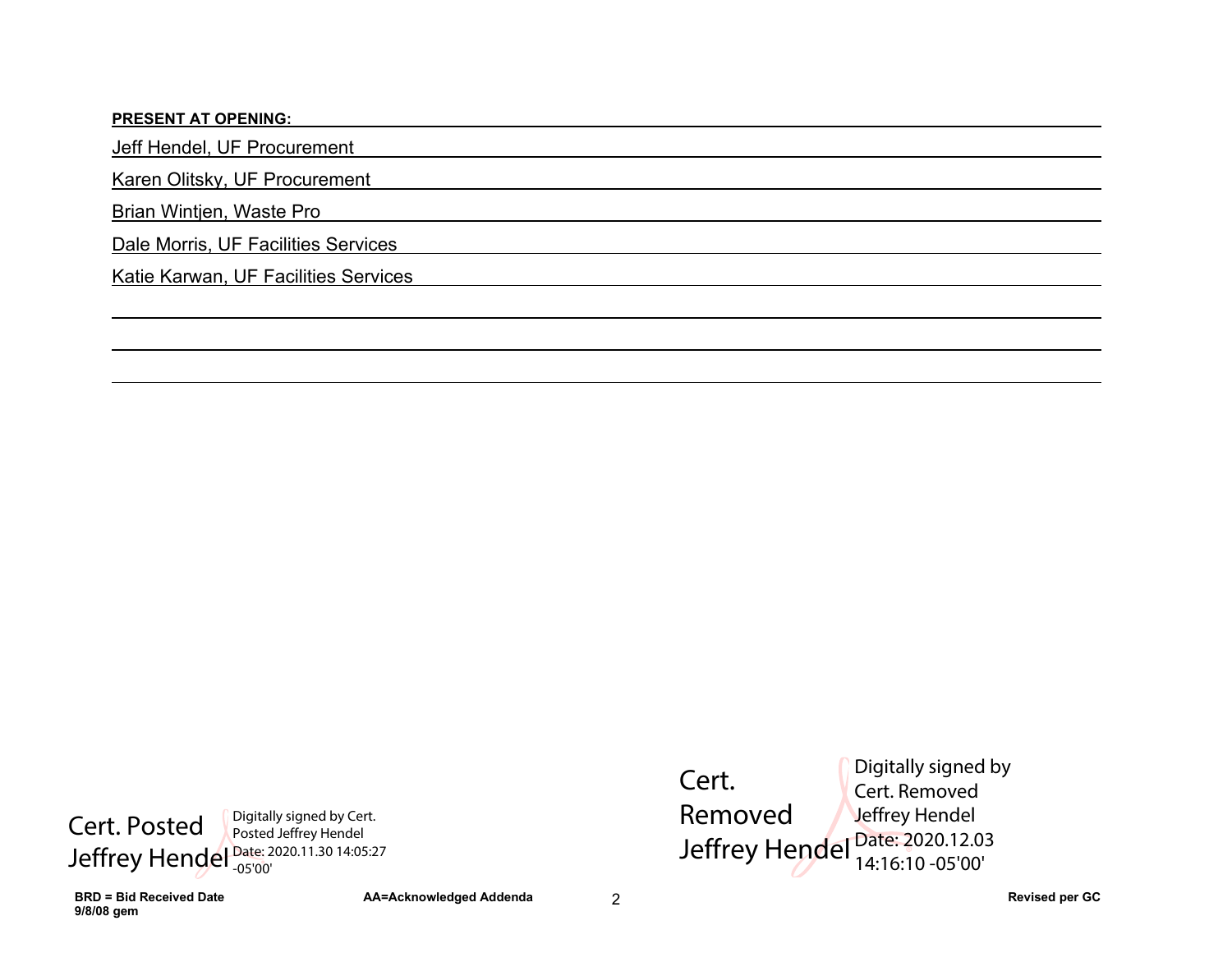**PRESENT AT OPENING:**

Jeff Hendel, UF Procurement

Karen Olitsky, UF Procurement

Brian Wintjen, Waste Pro

Dale Morris, UF Facilities Services

Katie Karwan, UF Facilities Services

Cert. Posted Jeffrey Hendel — Digitally signed by Cert. Posted Jeffrey Hendel Date: 2020.11.30 14:05:27 -05'00'

Cert. Removed Jeffrey Hendel — Digitally signed by Cert. Removed Jeffrey Hendel Date: 2020.12.03 14:16:10 -05'00'

**BRD = Bid Received Date**
**9/8/08 gem**

**AA=Acknowledged Addenda**

**Revised per GC**